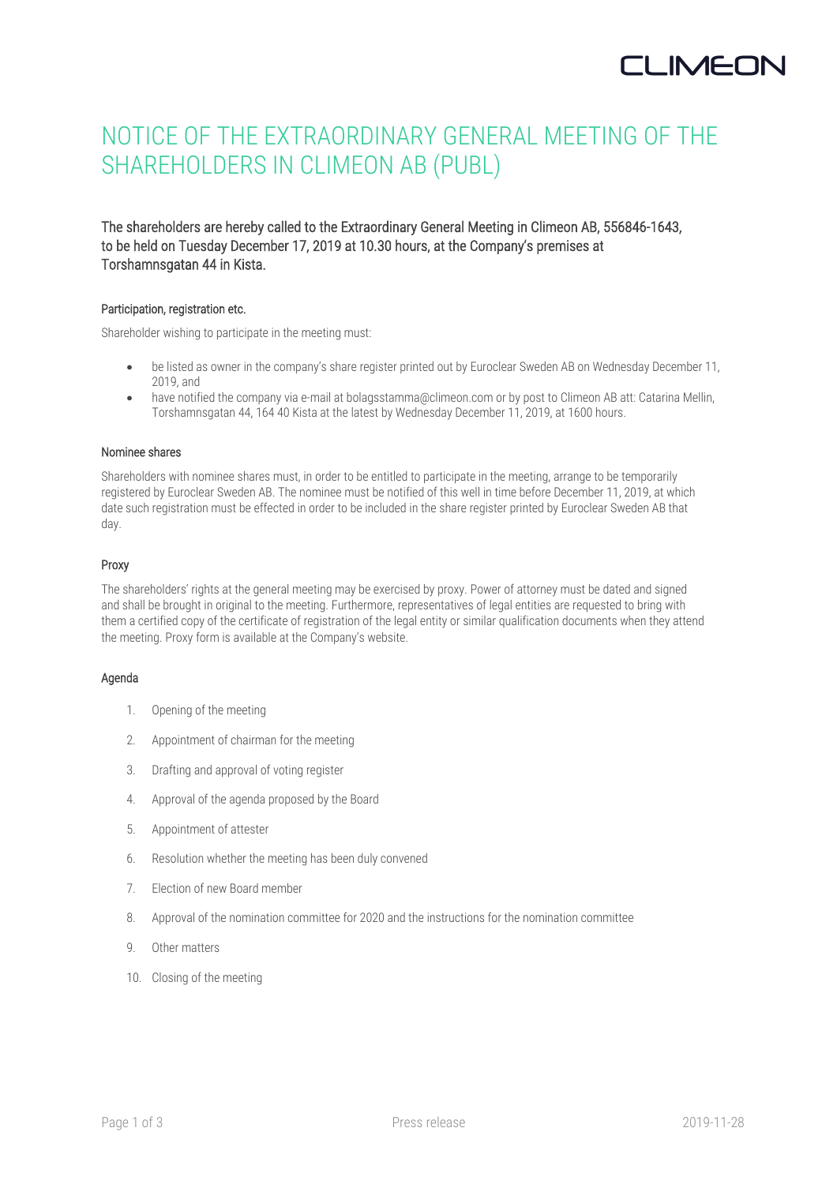# NOTICE OF THE EXTRAORDINARY GENERAL MEETING OF THE SHAREHOLDERS IN CLIMEON AB (PUBL)

### The shareholders are hereby called to the Extraordinary General Meeting in Climeon AB, 556846-1643, to be held on Tuesday December 17, 2019 at 10.30 hours, at the Company's premises at Torshamnsgatan 44 in Kista.

#### Participation, registration etc.

Shareholder wishing to participate in the meeting must:

- be listed as owner in the company's share register printed out by Euroclear Sweden AB on Wednesday December 11, 2019, and
- have notified the company via e-mail at bolagsstamma@climeon.com or by post to Climeon AB att: Catarina Mellin, Torshamnsgatan 44, 164 40 Kista at the latest by Wednesday December 11, 2019, at 1600 hours.

#### Nominee shares

Shareholders with nominee shares must, in order to be entitled to participate in the meeting, arrange to be temporarily registered by Euroclear Sweden AB. The nominee must be notified of this well in time before December 11, 2019, at which date such registration must be effected in order to be included in the share register printed by Euroclear Sweden AB that day.

#### Proxy

The shareholders' rights at the general meeting may be exercised by proxy. Power of attorney must be dated and signed and shall be brought in original to the meeting. Furthermore, representatives of legal entities are requested to bring with them a certified copy of the certificate of registration of the legal entity or similar qualification documents when they attend the meeting. Proxy form is available at the Company's website.

#### Agenda

1. Opening of the meeting
2. Appointment of chairman for the meeting
3. Drafting and approval of voting register
4. Approval of the agenda proposed by the Board
5. Appointment of attester
6. Resolution whether the meeting has been duly convened
7. Election of new Board member
8. Approval of the nomination committee for 2020 and the instructions for the nomination committee
9. Other matters
10. Closing of the meeting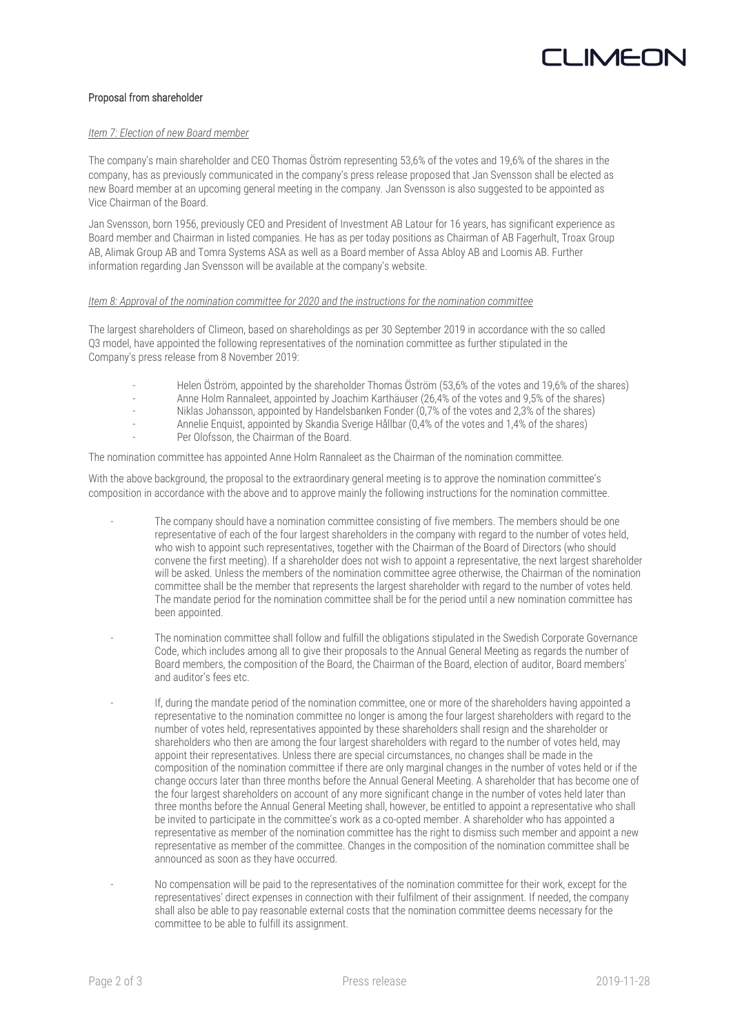**Proposal from shareholder**

*Item 7: Election of new Board member*

The company's main shareholder and CEO Thomas Öström representing 53,6% of the votes and 19,6% of the shares in the company, has as previously communicated in the company's press release proposed that Jan Svensson shall be elected as new Board member at an upcoming general meeting in the company. Jan Svensson is also suggested to be appointed as Vice Chairman of the Board.

Jan Svensson, born 1956, previously CEO and President of Investment AB Latour for 16 years, has significant experience as Board member and Chairman in listed companies. He has as per today positions as Chairman of AB Fagerhult, Troax Group AB, Alimak Group AB and Tomra Systems ASA as well as a Board member of Assa Abloy AB and Loomis AB. Further information regarding Jan Svensson will be available at the company's website.

*Item 8: Approval of the nomination committee for 2020 and the instructions for the nomination committee*

The largest shareholders of Climeon, based on shareholdings as per 30 September 2019 in accordance with the so called Q3 model, have appointed the following representatives of the nomination committee as further stipulated in the Company's press release from 8 November 2019:

- Helen Öström, appointed by the shareholder Thomas Öström (53,6% of the votes and 19,6% of the shares)
- Anne Holm Rannaleet, appointed by Joachim Karthäuser (26,4% of the votes and 9,5% of the shares)
- Niklas Johansson, appointed by Handelsbanken Fonder (0,7% of the votes and 2,3% of the shares)
- Annelie Enquist, appointed by Skandia Sverige Hållbar (0,4% of the votes and 1,4% of the shares)
- Per Olofsson, the Chairman of the Board.

The nomination committee has appointed Anne Holm Rannaleet as the Chairman of the nomination committee.

With the above background, the proposal to the extraordinary general meeting is to approve the nomination committee's composition in accordance with the above and to approve mainly the following instructions for the nomination committee.

- The company should have a nomination committee consisting of five members. The members should be one representative of each of the four largest shareholders in the company with regard to the number of votes held, who wish to appoint such representatives, together with the Chairman of the Board of Directors (who should convene the first meeting). If a shareholder does not wish to appoint a representative, the next largest shareholder will be asked. Unless the members of the nomination committee agree otherwise, the Chairman of the nomination committee shall be the member that represents the largest shareholder with regard to the number of votes held. The mandate period for the nomination committee shall be for the period until a new nomination committee has been appointed.
- The nomination committee shall follow and fulfill the obligations stipulated in the Swedish Corporate Governance Code, which includes among all to give their proposals to the Annual General Meeting as regards the number of Board members, the composition of the Board, the Chairman of the Board, election of auditor, Board members' and auditor's fees etc.
- If, during the mandate period of the nomination committee, one or more of the shareholders having appointed a representative to the nomination committee no longer is among the four largest shareholders with regard to the number of votes held, representatives appointed by these shareholders shall resign and the shareholder or shareholders who then are among the four largest shareholders with regard to the number of votes held, may appoint their representatives. Unless there are special circumstances, no changes shall be made in the composition of the nomination committee if there are only marginal changes in the number of votes held or if the change occurs later than three months before the Annual General Meeting. A shareholder that has become one of the four largest shareholders on account of any more significant change in the number of votes held later than three months before the Annual General Meeting shall, however, be entitled to appoint a representative who shall be invited to participate in the committee's work as a co-opted member. A shareholder who has appointed a representative as member of the nomination committee has the right to dismiss such member and appoint a new representative as member of the committee. Changes in the composition of the nomination committee shall be announced as soon as they have occurred.
- No compensation will be paid to the representatives of the nomination committee for their work, except for the representatives' direct expenses in connection with their fulfilment of their assignment. If needed, the company shall also be able to pay reasonable external costs that the nomination committee deems necessary for the committee to be able to fulfill its assignment.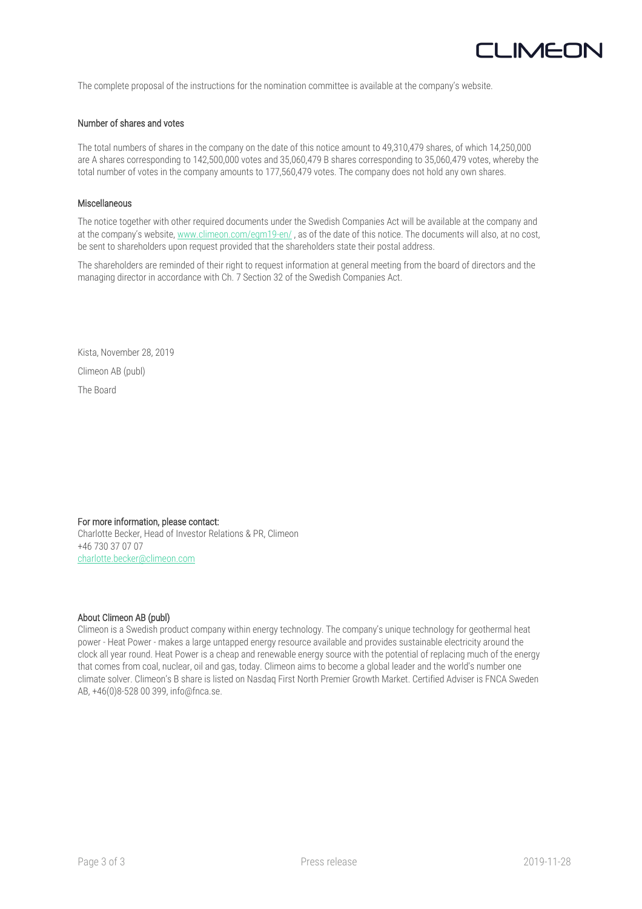The complete proposal of the instructions for the nomination committee is available at the company's website.

### Number of shares and votes

The total numbers of shares in the company on the date of this notice amount to 49,310,479 shares, of which 14,250,000 are A shares corresponding to 142,500,000 votes and 35,060,479 B shares corresponding to 35,060,479 votes, whereby the total number of votes in the company amounts to 177,560,479 votes. The company does not hold any own shares.

### Miscellaneous

The notice together with other required documents under the Swedish Companies Act will be available at the company and at the company's website, www.climeon.com/egm19-en/ , as of the date of this notice. The documents will also, at no cost, be sent to shareholders upon request provided that the shareholders state their postal address.

The shareholders are reminded of their right to request information at general meeting from the board of directors and the managing director in accordance with Ch. 7 Section 32 of the Swedish Companies Act.

Kista, November 28, 2019

Climeon AB (publ)

The Board

### For more information, please contact:

Charlotte Becker, Head of Investor Relations & PR, Climeon
+46 730 37 07 07
charlotte.becker@climeon.com

### About Climeon AB (publ)

Climeon is a Swedish product company within energy technology. The company's unique technology for geothermal heat power - Heat Power - makes a large untapped energy resource available and provides sustainable electricity around the clock all year round. Heat Power is a cheap and renewable energy source with the potential of replacing much of the energy that comes from coal, nuclear, oil and gas, today. Climeon aims to become a global leader and the world's number one climate solver. Climeon's B share is listed on Nasdaq First North Premier Growth Market. Certified Adviser is FNCA Sweden AB, +46(0)8-528 00 399, info@fnca.se.